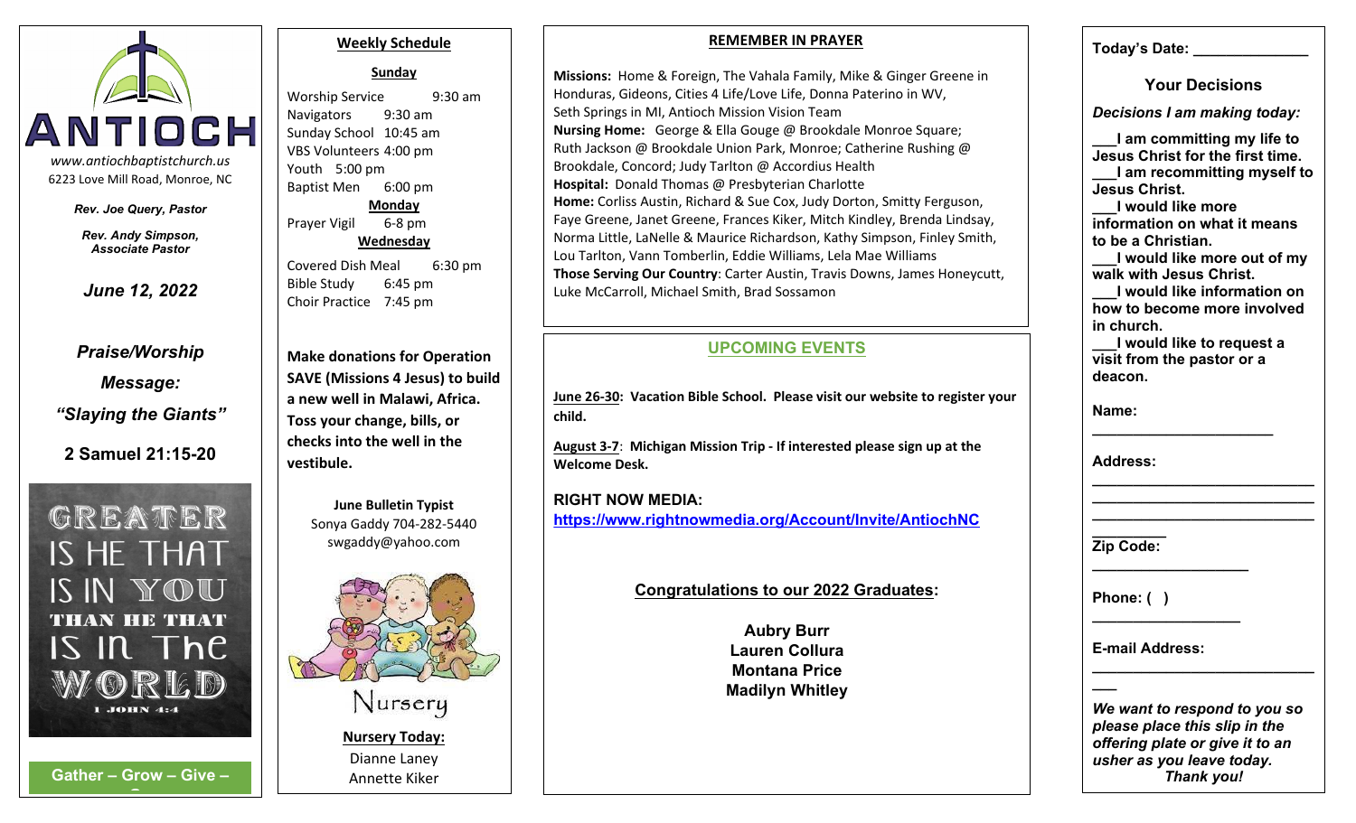# ANTIOCH

www.antiochbaptistchurch.us
6223 Love Mill Road, Monroe, NC

***Rev. Joe Query, Pastor***

***Rev. Andy Simpson, Associate Pastor***

***June 12, 2022***

***Praise/Worship***

***Message:***

***"Slaying the Giants"***

**2 Samuel 21:15-20**

GREATER IS HE THAT IS IN YOU THAN HE THAT IS IN THE WORLD
1 JOHN 4:4

**Gather – Grow – Give –**

## Weekly Schedule

**Sunday**

Worship Service 9:30 am
Navigators 9:30 am
Sunday School 10:45 am
VBS Volunteers 4:00 pm
Youth 5:00 pm
Baptist Men 6:00 pm

**Monday**

Prayer Vigil 6-8 pm

**Wednesday**

Covered Dish Meal 6:30 pm
Bible Study 6:45 pm
Choir Practice 7:45 pm

**Make donations for Operation SAVE (Missions 4 Jesus) to build a new well in Malawi, Africa. Toss your change, bills, or checks into the well in the vestibule.**

**June Bulletin Typist**
Sonya Gaddy 704-282-5440
swgaddy@yahoo.com

Nursery

**Nursery Today:**
Dianne Laney
Annette Kiker

## REMEMBER IN PRAYER

**Missions:** Home & Foreign, The Vahala Family, Mike & Ginger Greene in Honduras, Gideons, Cities 4 Life/Love Life, Donna Paterino in WV, Seth Springs in MI, Antioch Mission Vision Team
**Nursing Home:** George & Ella Gouge @ Brookdale Monroe Square; Ruth Jackson @ Brookdale Union Park, Monroe; Catherine Rushing @ Brookdale, Concord; Judy Tarlton @ Accordius Health
**Hospital:** Donald Thomas @ Presbyterian Charlotte
**Home:** Corliss Austin, Richard & Sue Cox, Judy Dorton, Smitty Ferguson, Faye Greene, Janet Greene, Frances Kiker, Mitch Kindley, Brenda Lindsay, Norma Little, LaNelle & Maurice Richardson, Kathy Simpson, Finley Smith, Lou Tarlton, Vann Tomberlin, Eddie Williams, Lela Mae Williams
**Those Serving Our Country**: Carter Austin, Travis Downs, James Honeycutt, Luke McCarroll, Michael Smith, Brad Sossamon

## UPCOMING EVENTS

**June 26-30: Vacation Bible School. Please visit our website to register your child.**

**August 3-7: Michigan Mission Trip - If interested please sign up at the Welcome Desk.**

**RIGHT NOW MEDIA:**
https://www.rightnowmedia.org/Account/Invite/AntiochNC

**Congratulations to our 2022 Graduates:**

**Aubry Burr**
**Lauren Collura**
**Montana Price**
**Madilyn Whitley**

**Today's Date: \_\_\_\_\_\_\_\_\_\_\_\_\_\_**

## Your Decisions

***Decisions I am making today:***

**\_\_\_I am committing my life to Jesus Christ for the first time.**
**\_\_\_I am recommitting myself to Jesus Christ.**
**\_\_\_I would like more information on what it means to be a Christian.**
**\_\_\_I would like more out of my walk with Jesus Christ.**
**\_\_\_I would like information on how to become more involved in church.**
**\_\_\_I would like to request a visit from the pastor or a deacon.**

**Name:** \_\_\_\_\_\_\_\_\_\_\_\_\_\_\_\_\_\_\_\_\_\_

**Address:** \_\_\_\_\_\_\_\_\_\_\_\_\_\_\_\_\_\_\_\_\_\_\_\_\_\_\_\_\_\_\_\_\_\_\_\_\_\_\_\_\_\_\_\_\_\_\_\_\_\_\_\_\_\_\_\_\_\_\_\_\_\_\_\_\_\_\_\_\_\_\_\_\_\_\_\_\_\_\_\_\_\_\_\_\_\_\_\_

**Zip Code:** \_\_\_\_\_\_\_\_\_\_\_\_\_\_\_\_\_\_\_

**Phone: ( )** \_\_\_\_\_\_\_\_\_\_\_\_\_\_\_\_\_\_

**E-mail Address:** \_\_\_\_\_\_\_\_\_\_\_\_\_\_\_\_\_\_\_\_\_\_\_\_\_\_\_\_\_\_

***We want to respond to you so please place this slip in the offering plate or give it to an usher as you leave today. Thank you!***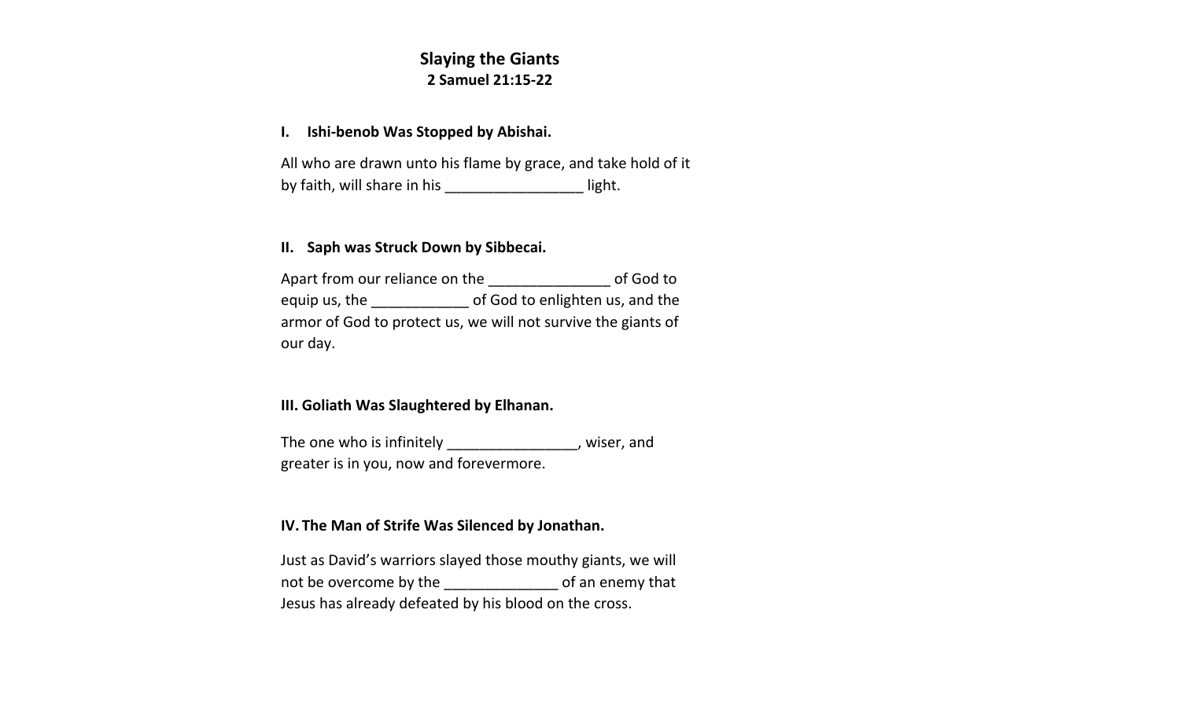# Slaying the Giants

**2 Samuel 21:15-22**

## I. Ishi-benob Was Stopped by Abishai.

All who are drawn unto his flame by grace, and take hold of it by faith, will share in his _________________ light.

## II. Saph was Struck Down by Sibbecai.

Apart from our reliance on the _______________ of God to equip us, the ____________ of God to enlighten us, and the armor of God to protect us, we will not survive the giants of our day.

## III. Goliath Was Slaughtered by Elhanan.

The one who is infinitely ________________, wiser, and greater is in you, now and forevermore.

## IV. The Man of Strife Was Silenced by Jonathan.

Just as David's warriors slayed those mouthy giants, we will not be overcome by the ______________ of an enemy that Jesus has already defeated by his blood on the cross.